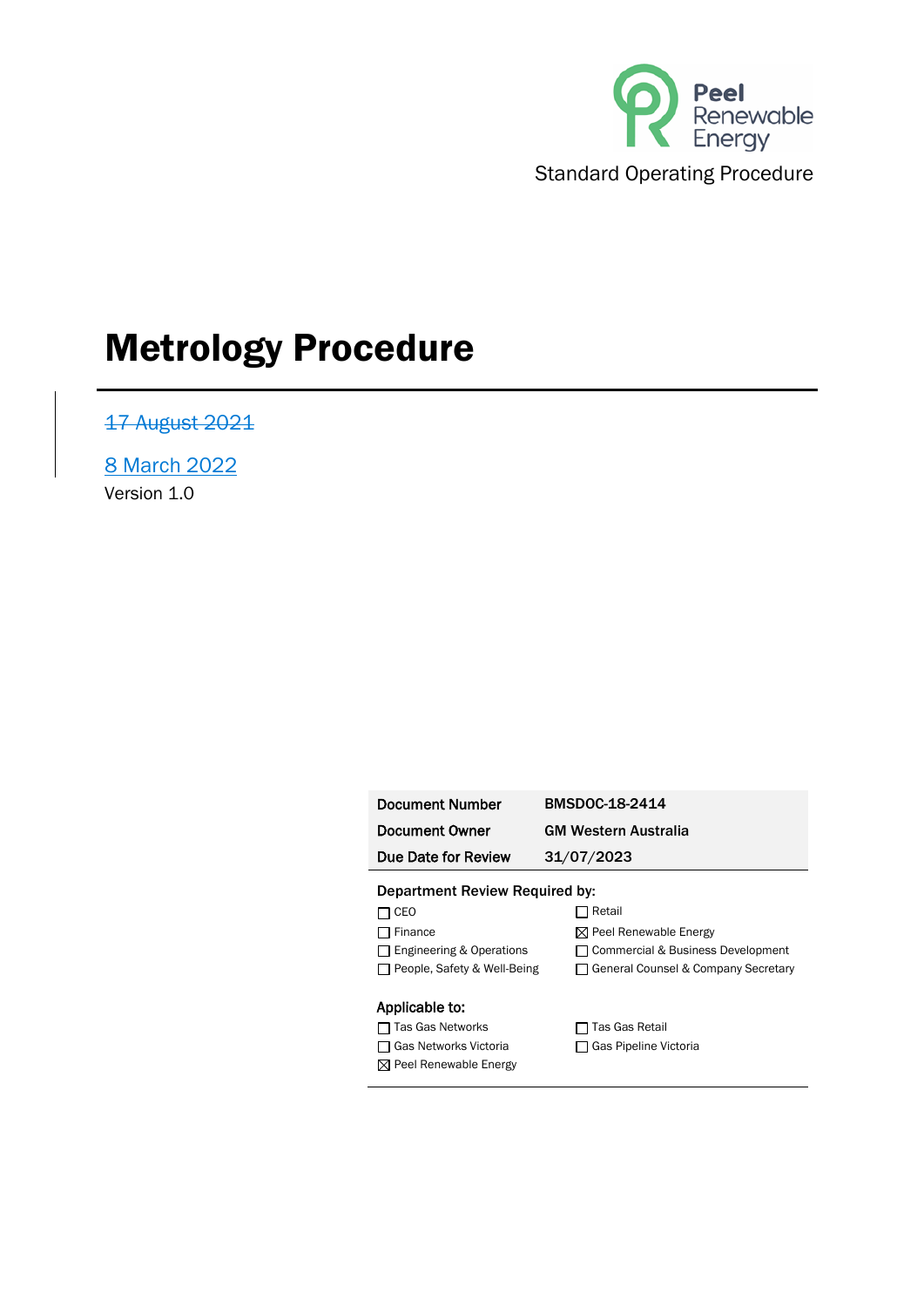Peel Renewable Energy

Standard Operating Procedure

# Metrology Procedure

~~17 August 2021~~

8 March 2022

Version 1.0

| Document Number | BMSDOC-18-2414 |
|---|---|
| Document Owner | GM Western Australia |
| Due Date for Review | 31/07/2023 |

**Department Review Required by:**

| | |
|---|---|
| ☐ CEO | ☐ Retail |
| ☐ Finance | ☒ Peel Renewable Energy |
| ☐ Engineering & Operations | ☐ Commercial & Business Development |
| ☐ People, Safety & Well-Being | ☐ General Counsel & Company Secretary |

**Applicable to:**

| | |
|---|---|
| ☐ Tas Gas Networks | ☐ Tas Gas Retail |
| ☐ Gas Networks Victoria | ☐ Gas Pipeline Victoria |
| ☒ Peel Renewable Energy | |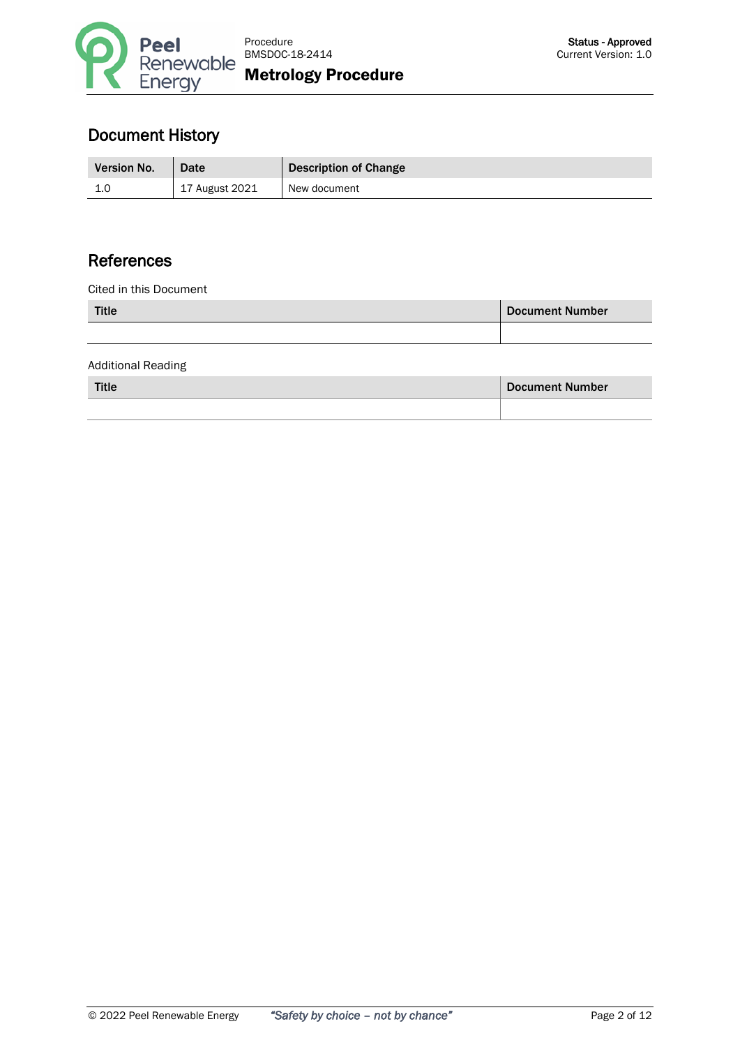## Document History

| Version No. | Date | Description of Change |
| --- | --- | --- |
| 1.0 | 17 August 2021 | New document |

## References

Cited in this Document

| Title | Document Number |
| --- | --- |
| | |

Additional Reading

| Title | Document Number |
| --- | --- |
| | |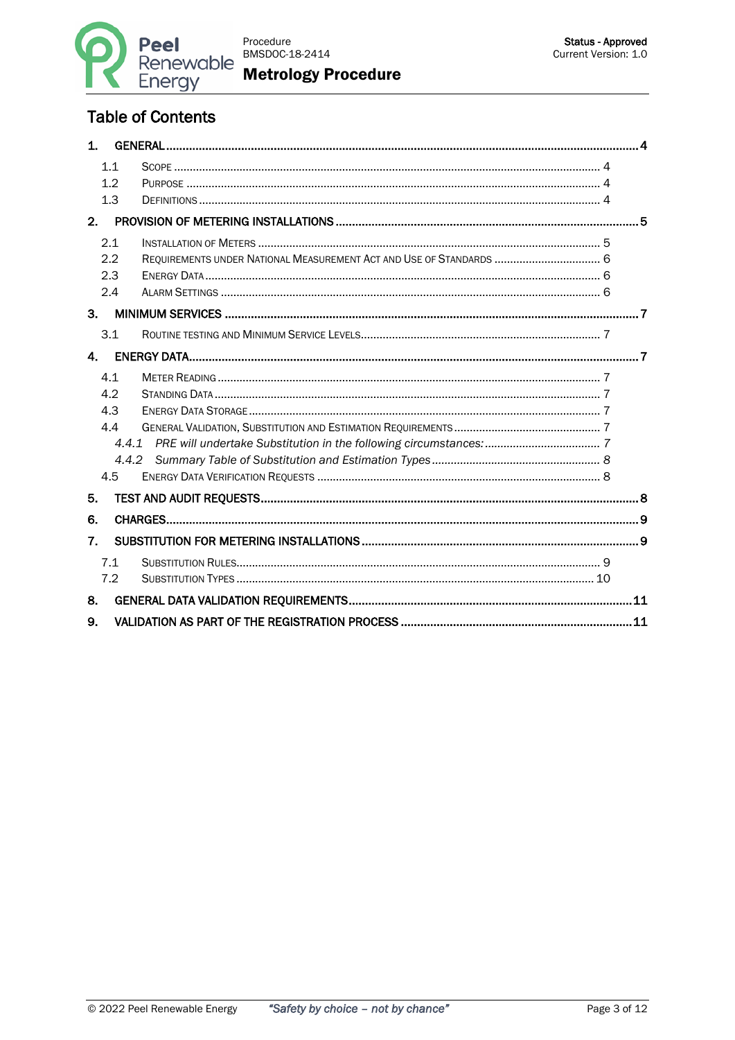# Table of Contents

1. **GENERAL** ... 4
   - 1.1 Scope ... 4
   - 1.2 Purpose ... 4
   - 1.3 Definitions ... 4
2. **PROVISION OF METERING INSTALLATIONS** ... 5
   - 2.1 Installation of Meters ... 5
   - 2.2 Requirements under National Measurement Act and Use of Standards ... 6
   - 2.3 Energy Data ... 6
   - 2.4 Alarm Settings ... 6
3. **MINIMUM SERVICES** ... 7
   - 3.1 Routine testing and Minimum Service Levels ... 7
4. **ENERGY DATA** ... 7
   - 4.1 Meter Reading ... 7
   - 4.2 Standing Data ... 7
   - 4.3 Energy Data Storage ... 7
   - 4.4 General Validation, Substitution and Estimation Requirements ... 7
     - *4.4.1 PRE will undertake Substitution in the following circumstances:* ... 7
     - *4.4.2 Summary Table of Substitution and Estimation Types* ... 8
   - 4.5 Energy Data Verification Requests ... 8
5. **TEST AND AUDIT REQUESTS** ... 8
6. **CHARGES** ... 9
7. **SUBSTITUTION FOR METERING INSTALLATIONS** ... 9
   - 7.1 Substitution Rules ... 9
   - 7.2 Substitution Types ... 10
8. **GENERAL DATA VALIDATION REQUIREMENTS** ... 11
9. **VALIDATION AS PART OF THE REGISTRATION PROCESS** ... 11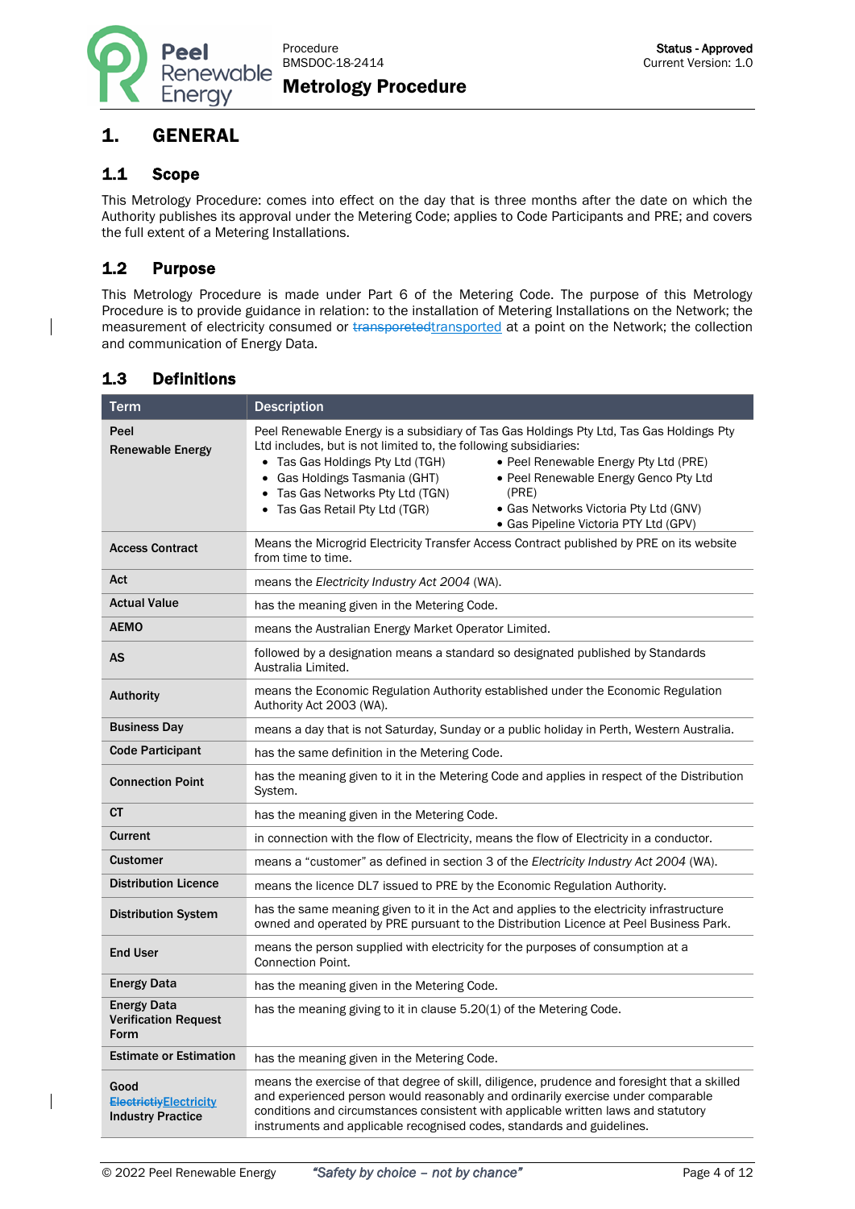# 1. GENERAL

## 1.1 Scope

This Metrology Procedure: comes into effect on the day that is three months after the date on which the Authority publishes its approval under the Metering Code; applies to Code Participants and PRE; and covers the full extent of a Metering Installations.

## 1.2 Purpose

This Metrology Procedure is made under Part 6 of the Metering Code. The purpose of this Metrology Procedure is to provide guidance in relation: to the installation of Metering Installations on the Network; the measurement of electricity consumed or ~~transporeted~~transported at a point on the Network; the collection and communication of Energy Data.

## 1.3 Definitions

| Term | Description |
|---|---|
| **Peel Renewable Energy** | Peel Renewable Energy is a subsidiary of Tas Gas Holdings Pty Ltd, Tas Gas Holdings Pty Ltd includes, but is not limited to, the following subsidiaries:<br>• Tas Gas Holdings Pty Ltd (TGH)<br>• Gas Holdings Tasmania (GHT)<br>• Tas Gas Networks Pty Ltd (TGN)<br>• Tas Gas Retail Pty Ltd (TGR)<br>• Peel Renewable Energy Pty Ltd (PRE)<br>• Peel Renewable Energy Genco Pty Ltd (PRE)<br>• Gas Networks Victoria Pty Ltd (GNV)<br>• Gas Pipeline Victoria PTY Ltd (GPV) |
| **Access Contract** | Means the Microgrid Electricity Transfer Access Contract published by PRE on its website from time to time. |
| **Act** | means the *Electricity Industry Act 2004* (WA). |
| **Actual Value** | has the meaning given in the Metering Code. |
| **AEMO** | means the Australian Energy Market Operator Limited. |
| **AS** | followed by a designation means a standard so designated published by Standards Australia Limited. |
| **Authority** | means the Economic Regulation Authority established under the Economic Regulation Authority Act 2003 (WA). |
| **Business Day** | means a day that is not Saturday, Sunday or a public holiday in Perth, Western Australia. |
| **Code Participant** | has the same definition in the Metering Code. |
| **Connection Point** | has the meaning given to it in the Metering Code and applies in respect of the Distribution System. |
| **CT** | has the meaning given in the Metering Code. |
| **Current** | in connection with the flow of Electricity, means the flow of Electricity in a conductor. |
| **Customer** | means a "customer" as defined in section 3 of the *Electricity Industry Act 2004* (WA). |
| **Distribution Licence** | means the licence DL7 issued to PRE by the Economic Regulation Authority. |
| **Distribution System** | has the same meaning given to it in the Act and applies to the electricity infrastructure owned and operated by PRE pursuant to the Distribution Licence at Peel Business Park. |
| **End User** | means the person supplied with electricity for the purposes of consumption at a Connection Point. |
| **Energy Data** | has the meaning given in the Metering Code. |
| **Energy Data Verification Request Form** | has the meaning giving to it in clause 5.20(1) of the Metering Code. |
| **Estimate or Estimation** | has the meaning given in the Metering Code. |
| **Good ~~Electrictiy~~Electricity Industry Practice** | means the exercise of that degree of skill, diligence, prudence and foresight that a skilled and experienced person would reasonably and ordinarily exercise under comparable conditions and circumstances consistent with applicable written laws and statutory instruments and applicable recognised codes, standards and guidelines. |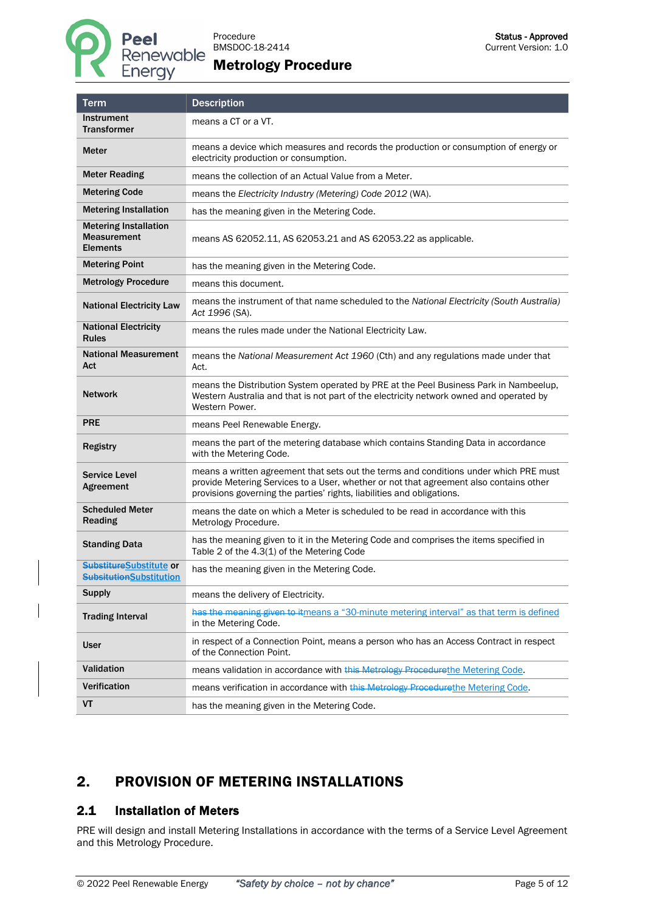| Term | Description |
|---|---|
| **Instrument Transformer** | means a CT or a VT. |
| **Meter** | means a device which measures and records the production or consumption of energy or electricity production or consumption. |
| **Meter Reading** | means the collection of an Actual Value from a Meter. |
| **Metering Code** | means the *Electricity Industry (Metering) Code 2012* (WA). |
| **Metering Installation** | has the meaning given in the Metering Code. |
| **Metering Installation Measurement Elements** | means AS 62052.11, AS 62053.21 and AS 62053.22 as applicable. |
| **Metering Point** | has the meaning given in the Metering Code. |
| **Metrology Procedure** | means this document. |
| **National Electricity Law** | means the instrument of that name scheduled to the *National Electricity (South Australia) Act 1996* (SA). |
| **National Electricity Rules** | means the rules made under the National Electricity Law. |
| **National Measurement Act** | means the *National Measurement Act 1960* (Cth) and any regulations made under that Act. |
| **Network** | means the Distribution System operated by PRE at the Peel Business Park in Nambeelup, Western Australia and that is not part of the electricity network owned and operated by Western Power. |
| **PRE** | means Peel Renewable Energy. |
| **Registry** | means the part of the metering database which contains Standing Data in accordance with the Metering Code. |
| **Service Level Agreement** | means a written agreement that sets out the terms and conditions under which PRE must provide Metering Services to a User, whether or not that agreement also contains other provisions governing the parties' rights, liabilities and obligations. |
| **Scheduled Meter Reading** | means the date on which a Meter is scheduled to be read in accordance with this Metrology Procedure. |
| **Standing Data** | has the meaning given to it in the Metering Code and comprises the items specified in Table 2 of the 4.3(1) of the Metering Code |
| **~~Substiture~~Substitute or ~~Substitution~~Substitution** | has the meaning given in the Metering Code. |
| **Supply** | means the delivery of Electricity. |
| **Trading Interval** | ~~has the meaning given to it~~means a "30-minute metering interval" as that term is defined in the Metering Code. |
| **User** | in respect of a Connection Point, means a person who has an Access Contract in respect of the Connection Point. |
| **Validation** | means validation in accordance with ~~this Metrology Procedure~~the Metering Code. |
| **Verification** | means verification in accordance with ~~this Metrology Procedure~~the Metering Code. |
| **VT** | has the meaning given in the Metering Code. |

# 2. PROVISION OF METERING INSTALLATIONS

## 2.1 Installation of Meters

PRE will design and install Metering Installations in accordance with the terms of a Service Level Agreement and this Metrology Procedure.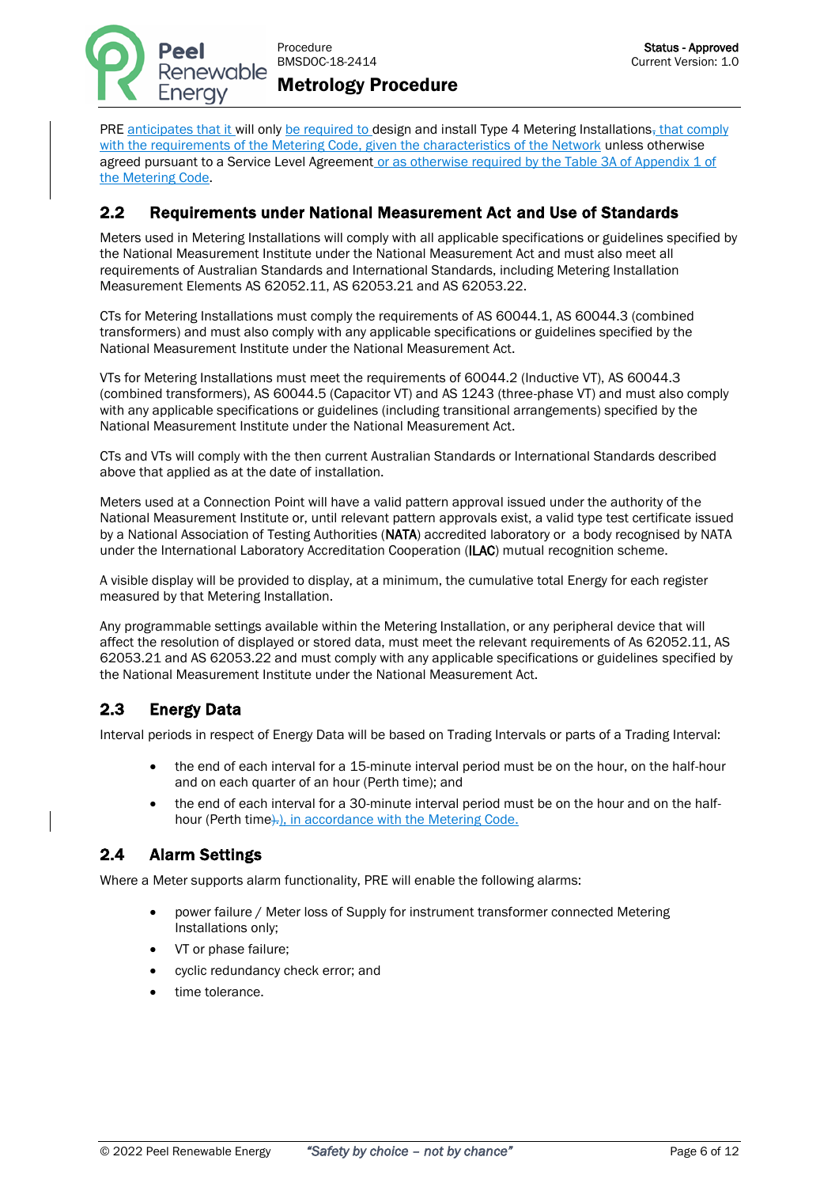PRE anticipates that it will only be required to design and install Type 4 Metering Installations, that comply with the requirements of the Metering Code, given the characteristics of the Network unless otherwise agreed pursuant to a Service Level Agreement or as otherwise required by the Table 3A of Appendix 1 of the Metering Code.

## 2.2 Requirements under National Measurement Act and Use of Standards

Meters used in Metering Installations will comply with all applicable specifications or guidelines specified by the National Measurement Institute under the National Measurement Act and must also meet all requirements of Australian Standards and International Standards, including Metering Installation Measurement Elements AS 62052.11, AS 62053.21 and AS 62053.22.

CTs for Metering Installations must comply the requirements of AS 60044.1, AS 60044.3 (combined transformers) and must also comply with any applicable specifications or guidelines specified by the National Measurement Institute under the National Measurement Act.

VTs for Metering Installations must meet the requirements of 60044.2 (Inductive VT), AS 60044.3 (combined transformers), AS 60044.5 (Capacitor VT) and AS 1243 (three-phase VT) and must also comply with any applicable specifications or guidelines (including transitional arrangements) specified by the National Measurement Institute under the National Measurement Act.

CTs and VTs will comply with the then current Australian Standards or International Standards described above that applied as at the date of installation.

Meters used at a Connection Point will have a valid pattern approval issued under the authority of the National Measurement Institute or, until relevant pattern approvals exist, a valid type test certificate issued by a National Association of Testing Authorities (NATA) accredited laboratory or a body recognised by NATA under the International Laboratory Accreditation Cooperation (ILAC) mutual recognition scheme.

A visible display will be provided to display, at a minimum, the cumulative total Energy for each register measured by that Metering Installation.

Any programmable settings available within the Metering Installation, or any peripheral device that will affect the resolution of displayed or stored data, must meet the relevant requirements of As 62052.11, AS 62053.21 and AS 62053.22 and must comply with any applicable specifications or guidelines specified by the National Measurement Institute under the National Measurement Act.

## 2.3 Energy Data

Interval periods in respect of Energy Data will be based on Trading Intervals or parts of a Trading Interval:

- the end of each interval for a 15-minute interval period must be on the hour, on the half-hour and on each quarter of an hour (Perth time); and
- the end of each interval for a 30-minute interval period must be on the hour and on the half-hour (Perth time), in accordance with the Metering Code.

## 2.4 Alarm Settings

Where a Meter supports alarm functionality, PRE will enable the following alarms:

- power failure / Meter loss of Supply for instrument transformer connected Metering Installations only;
- VT or phase failure;
- cyclic redundancy check error; and
- time tolerance.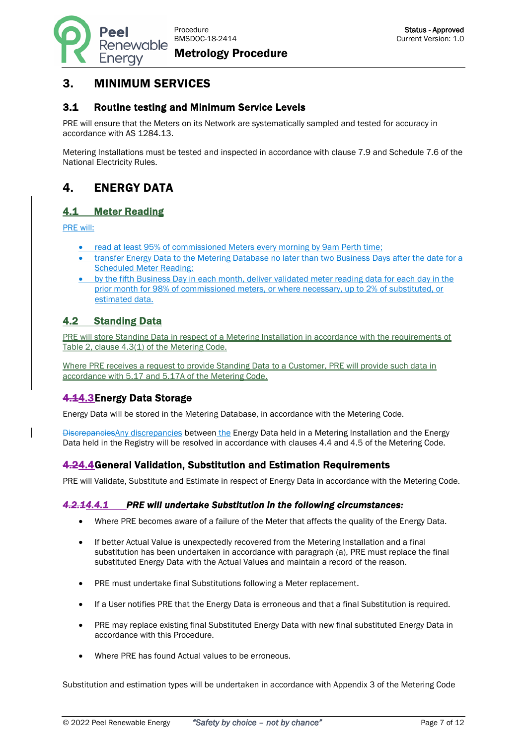## 3. MINIMUM SERVICES

### 3.1 Routine testing and Minimum Service Levels

PRE will ensure that the Meters on its Network are systematically sampled and tested for accuracy in accordance with AS 1284.13.

Metering Installations must be tested and inspected in accordance with clause 7.9 and Schedule 7.6 of the National Electricity Rules.

## 4. ENERGY DATA

### 4.1 Meter Reading

PRE will:

- read at least 95% of commissioned Meters every morning by 9am Perth time;
- transfer Energy Data to the Metering Database no later than two Business Days after the date for a Scheduled Meter Reading;
- by the fifth Business Day in each month, deliver validated meter reading data for each day in the prior month for 98% of commissioned meters, or where necessary, up to 2% of substituted, or estimated data.

### 4.2 Standing Data

PRE will store Standing Data in respect of a Metering Installation in accordance with the requirements of Table 2, clause 4.3(1) of the Metering Code.

Where PRE receives a request to provide Standing Data to a Customer, PRE will provide such data in accordance with 5.17 and 5.17A of the Metering Code.

### 4.3 Energy Data Storage

Energy Data will be stored in the Metering Database, in accordance with the Metering Code.

Any discrepancies between the Energy Data held in a Metering Installation and the Energy Data held in the Registry will be resolved in accordance with clauses 4.4 and 4.5 of the Metering Code.

### 4.4 General Validation, Substitution and Estimation Requirements

PRE will Validate, Substitute and Estimate in respect of Energy Data in accordance with the Metering Code.

#### *4.4.1 PRE will undertake Substitution in the following circumstances:*

- Where PRE becomes aware of a failure of the Meter that affects the quality of the Energy Data.
- If better Actual Value is unexpectedly recovered from the Metering Installation and a final substitution has been undertaken in accordance with paragraph (a), PRE must replace the final substituted Energy Data with the Actual Values and maintain a record of the reason.
- PRE must undertake final Substitutions following a Meter replacement.
- If a User notifies PRE that the Energy Data is erroneous and that a final Substitution is required.
- PRE may replace existing final Substituted Energy Data with new final substituted Energy Data in accordance with this Procedure.
- Where PRE has found Actual values to be erroneous.

Substitution and estimation types will be undertaken in accordance with Appendix 3 of the Metering Code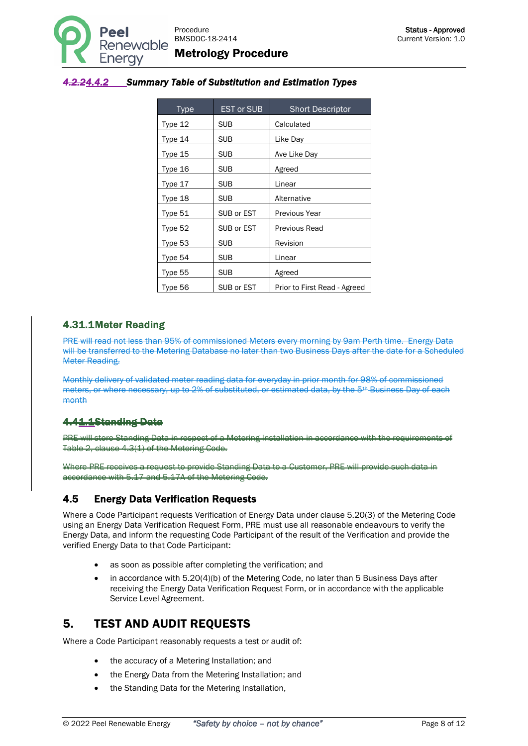#### ~~4.2.2~~4.4.2 *Summary Table of Substitution and Estimation Types*

| Type | EST or SUB | Short Descriptor |
|---|---|---|
| Type 12 | SUB | Calculated |
| Type 14 | SUB | Like Day |
| Type 15 | SUB | Ave Like Day |
| Type 16 | SUB | Agreed |
| Type 17 | SUB | Linear |
| Type 18 | SUB | Alternative |
| Type 51 | SUB or EST | Previous Year |
| Type 52 | SUB or EST | Previous Read |
| Type 53 | SUB | Revision |
| Type 54 | SUB | Linear |
| Type 55 | SUB | Agreed |
| Type 56 | SUB or EST | Prior to First Read - Agreed |

### ~~4.31.1Meter Reading~~

~~PRE will read not less than 95% of commissioned Meters every morning by 9am Perth time. Energy Data will be transferred to the Metering Database no later than two Business Days after the date for a Scheduled Meter Reading.~~

~~Monthly delivery of validated meter reading data for everyday in prior month for 98% of commissioned meters, or where necessary, up to 2% of substituted, or estimated data, by the 5th Business Day of each month~~

### ~~4.41.1Standing Data~~

~~PRE will store Standing Data in respect of a Metering Installation in accordance with the requirements of Table 2, clause 4.3(1) of the Metering Code.~~

~~Where PRE receives a request to provide Standing Data to a Customer, PRE will provide such data in accordance with 5.17 and 5.17A of the Metering Code.~~

### 4.5 Energy Data Verification Requests

Where a Code Participant requests Verification of Energy Data under clause 5.20(3) of the Metering Code using an Energy Data Verification Request Form, PRE must use all reasonable endeavours to verify the Energy Data, and inform the requesting Code Participant of the result of the Verification and provide the verified Energy Data to that Code Participant:

- as soon as possible after completing the verification; and
- in accordance with 5.20(4)(b) of the Metering Code, no later than 5 Business Days after receiving the Energy Data Verification Request Form, or in accordance with the applicable Service Level Agreement.

## 5. TEST AND AUDIT REQUESTS

Where a Code Participant reasonably requests a test or audit of:

- the accuracy of a Metering Installation; and
- the Energy Data from the Metering Installation; and
- the Standing Data for the Metering Installation,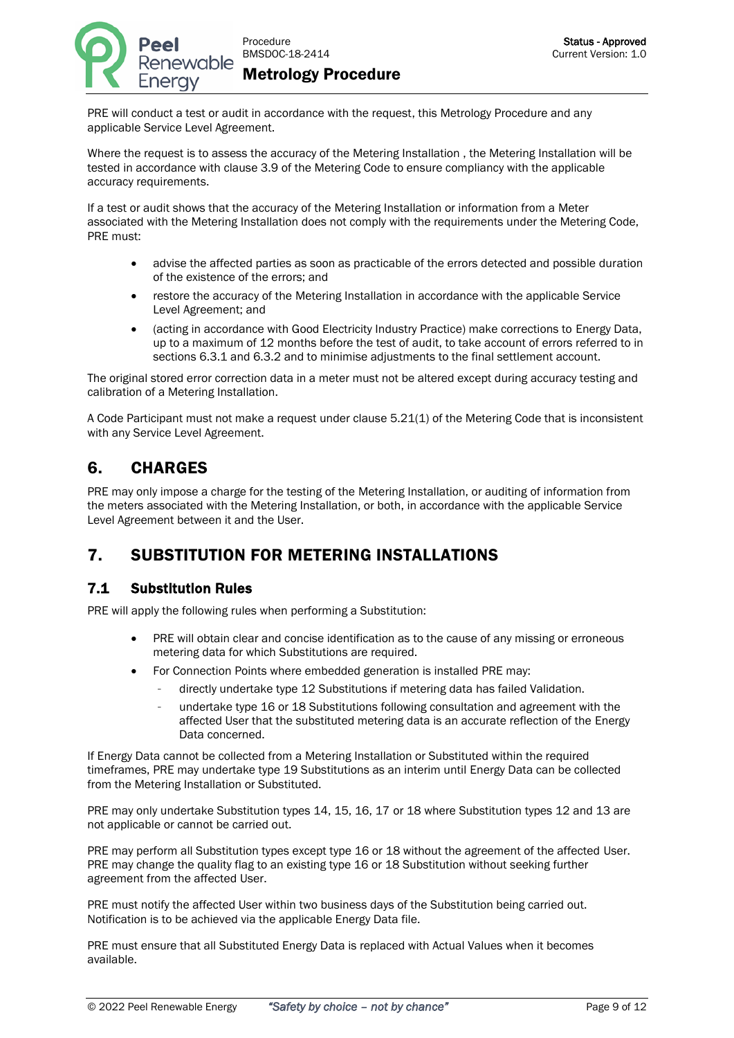PRE will conduct a test or audit in accordance with the request, this Metrology Procedure and any applicable Service Level Agreement.

Where the request is to assess the accuracy of the Metering Installation , the Metering Installation will be tested in accordance with clause 3.9 of the Metering Code to ensure compliancy with the applicable accuracy requirements.

If a test or audit shows that the accuracy of the Metering Installation or information from a Meter associated with the Metering Installation does not comply with the requirements under the Metering Code, PRE must:

- advise the affected parties as soon as practicable of the errors detected and possible duration of the existence of the errors; and
- restore the accuracy of the Metering Installation in accordance with the applicable Service Level Agreement; and
- (acting in accordance with Good Electricity Industry Practice) make corrections to Energy Data, up to a maximum of 12 months before the test of audit, to take account of errors referred to in sections 6.3.1 and 6.3.2 and to minimise adjustments to the final settlement account.

The original stored error correction data in a meter must not be altered except during accuracy testing and calibration of a Metering Installation.

A Code Participant must not make a request under clause 5.21(1) of the Metering Code that is inconsistent with any Service Level Agreement.

## 6. CHARGES

PRE may only impose a charge for the testing of the Metering Installation, or auditing of information from the meters associated with the Metering Installation, or both, in accordance with the applicable Service Level Agreement between it and the User.

## 7. SUBSTITUTION FOR METERING INSTALLATIONS

### 7.1 Substitution Rules

PRE will apply the following rules when performing a Substitution:

- PRE will obtain clear and concise identification as to the cause of any missing or erroneous metering data for which Substitutions are required.
- For Connection Points where embedded generation is installed PRE may:
  - directly undertake type 12 Substitutions if metering data has failed Validation.
  - undertake type 16 or 18 Substitutions following consultation and agreement with the affected User that the substituted metering data is an accurate reflection of the Energy Data concerned.

If Energy Data cannot be collected from a Metering Installation or Substituted within the required timeframes, PRE may undertake type 19 Substitutions as an interim until Energy Data can be collected from the Metering Installation or Substituted.

PRE may only undertake Substitution types 14, 15, 16, 17 or 18 where Substitution types 12 and 13 are not applicable or cannot be carried out.

PRE may perform all Substitution types except type 16 or 18 without the agreement of the affected User. PRE may change the quality flag to an existing type 16 or 18 Substitution without seeking further agreement from the affected User.

PRE must notify the affected User within two business days of the Substitution being carried out. Notification is to be achieved via the applicable Energy Data file.

PRE must ensure that all Substituted Energy Data is replaced with Actual Values when it becomes available.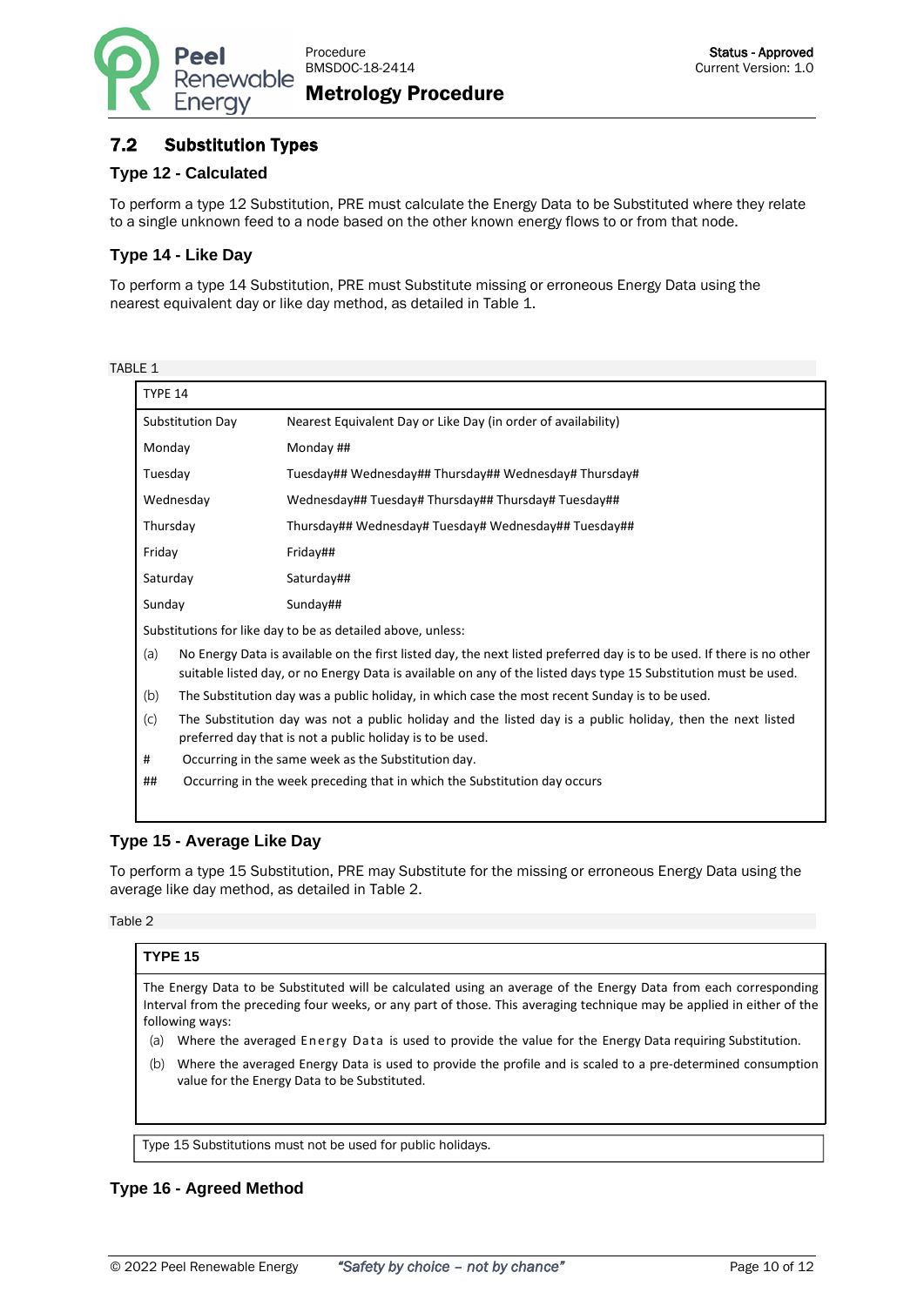## 7.2 Substitution Types

### Type 12 - Calculated

To perform a type 12 Substitution, PRE must calculate the Energy Data to be Substituted where they relate to a single unknown feed to a node based on the other known energy flows to or from that node.

### Type 14 - Like Day

To perform a type 14 Substitution, PRE must Substitute missing or erroneous Energy Data using the nearest equivalent day or like day method, as detailed in Table 1.

TABLE 1

| TYPE 14 | |
|---|---|
| Substitution Day | Nearest Equivalent Day or Like Day (in order of availability) |
| Monday | Monday ## |
| Tuesday | Tuesday## Wednesday## Thursday## Wednesday# Thursday# |
| Wednesday | Wednesday## Tuesday# Thursday## Thursday# Tuesday## |
| Thursday | Thursday## Wednesday# Tuesday# Wednesday## Tuesday## |
| Friday | Friday## |
| Saturday | Saturday## |
| Sunday | Sunday## |

Substitutions for like day to be as detailed above, unless:

(a) No Energy Data is available on the first listed day, the next listed preferred day is to be used. If there is no other suitable listed day, or no Energy Data is available on any of the listed days type 15 Substitution must be used.

(b) The Substitution day was a public holiday, in which case the most recent Sunday is to be used.

(c) The Substitution day was not a public holiday and the listed day is a public holiday, then the next listed preferred day that is not a public holiday is to be used.

\# Occurring in the same week as the Substitution day.

\## Occurring in the week preceding that in which the Substitution day occurs

### Type 15 - Average Like Day

To perform a type 15 Substitution, PRE may Substitute for the missing or erroneous Energy Data using the average like day method, as detailed in Table 2.

Table 2

**TYPE 15**

The Energy Data to be Substituted will be calculated using an average of the Energy Data from each corresponding Interval from the preceding four weeks, or any part of those. This averaging technique may be applied in either of the following ways:

(a) Where the averaged Energy Data is used to provide the value for the Energy Data requiring Substitution.

(b) Where the averaged Energy Data is used to provide the profile and is scaled to a pre-determined consumption value for the Energy Data to be Substituted.

Type 15 Substitutions must not be used for public holidays.

### Type 16 - Agreed Method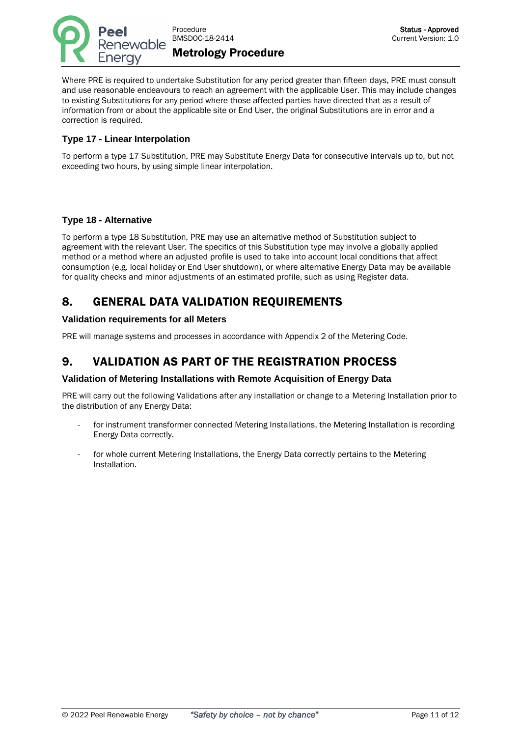Where PRE is required to undertake Substitution for any period greater than fifteen days, PRE must consult and use reasonable endeavours to reach an agreement with the applicable User. This may include changes to existing Substitutions for any period where those affected parties have directed that as a result of information from or about the applicable site or End User, the original Substitutions are in error and a correction is required.

### Type 17 - Linear Interpolation

To perform a type 17 Substitution, PRE may Substitute Energy Data for consecutive intervals up to, but not exceeding two hours, by using simple linear interpolation.

### Type 18 - Alternative

To perform a type 18 Substitution, PRE may use an alternative method of Substitution subject to agreement with the relevant User. The specifics of this Substitution type may involve a globally applied method or a method where an adjusted profile is used to take into account local conditions that affect consumption (e.g. local holiday or End User shutdown), or where alternative Energy Data may be available for quality checks and minor adjustments of an estimated profile, such as using Register data.

## 8. GENERAL DATA VALIDATION REQUIREMENTS

### Validation requirements for all Meters

PRE will manage systems and processes in accordance with Appendix 2 of the Metering Code.

## 9. VALIDATION AS PART OF THE REGISTRATION PROCESS

### Validation of Metering Installations with Remote Acquisition of Energy Data

PRE will carry out the following Validations after any installation or change to a Metering Installation prior to the distribution of any Energy Data:

- for instrument transformer connected Metering Installations, the Metering Installation is recording Energy Data correctly.
- for whole current Metering Installations, the Energy Data correctly pertains to the Metering Installation.